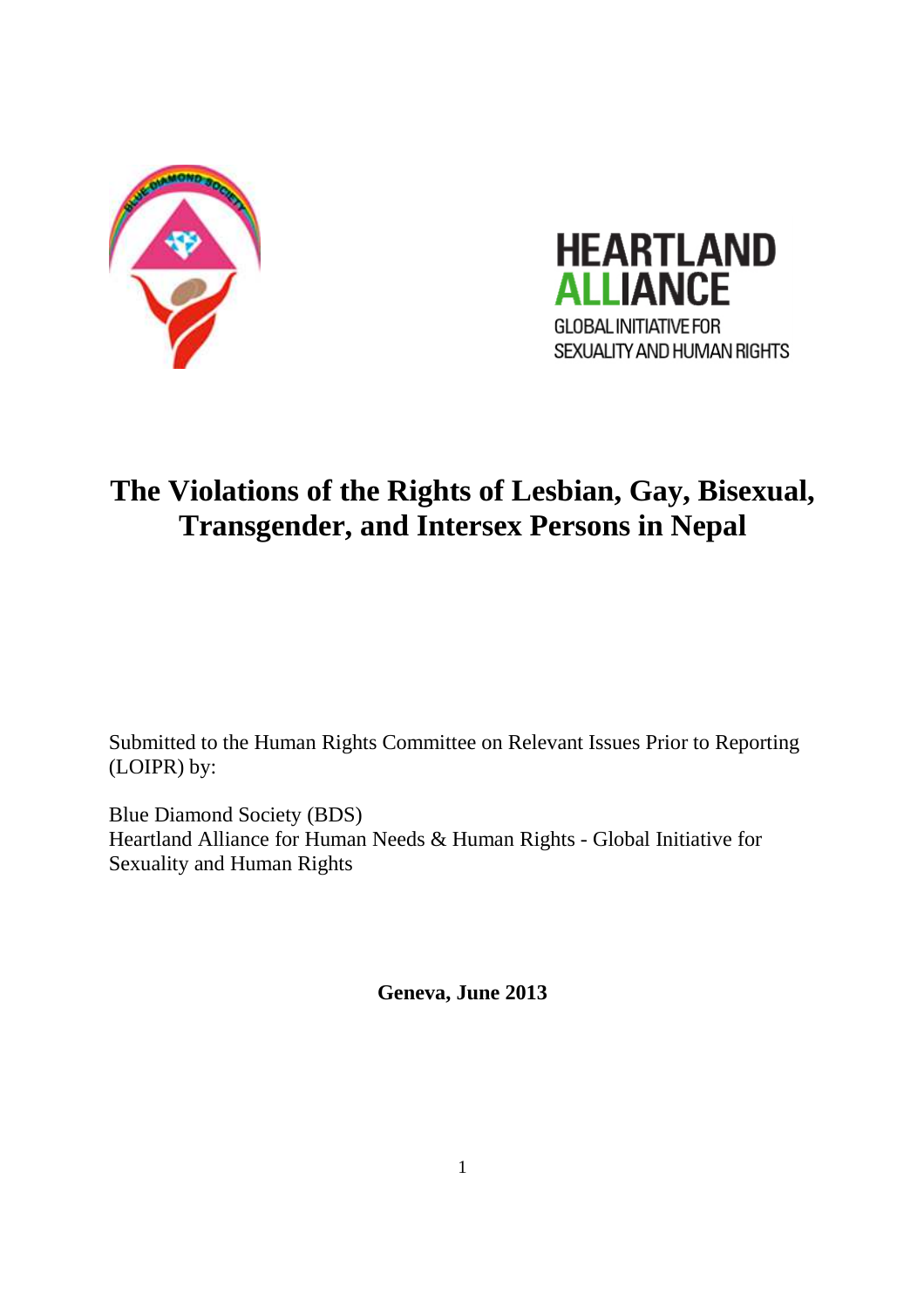# The Violations of the Rights of Lesbian, Gay, Bisexual, Transgender, and Intersex Persons in Nepal

Submitted to the Human Rights Committee on Relevant Issues Prior to Reporting (LOIPR) by:

Blue Diamond Society (BDS)
Heartland Alliance for Human Needs & Human Rights - Global Initiative for Sexuality and Human Rights

**Geneva, June 2013**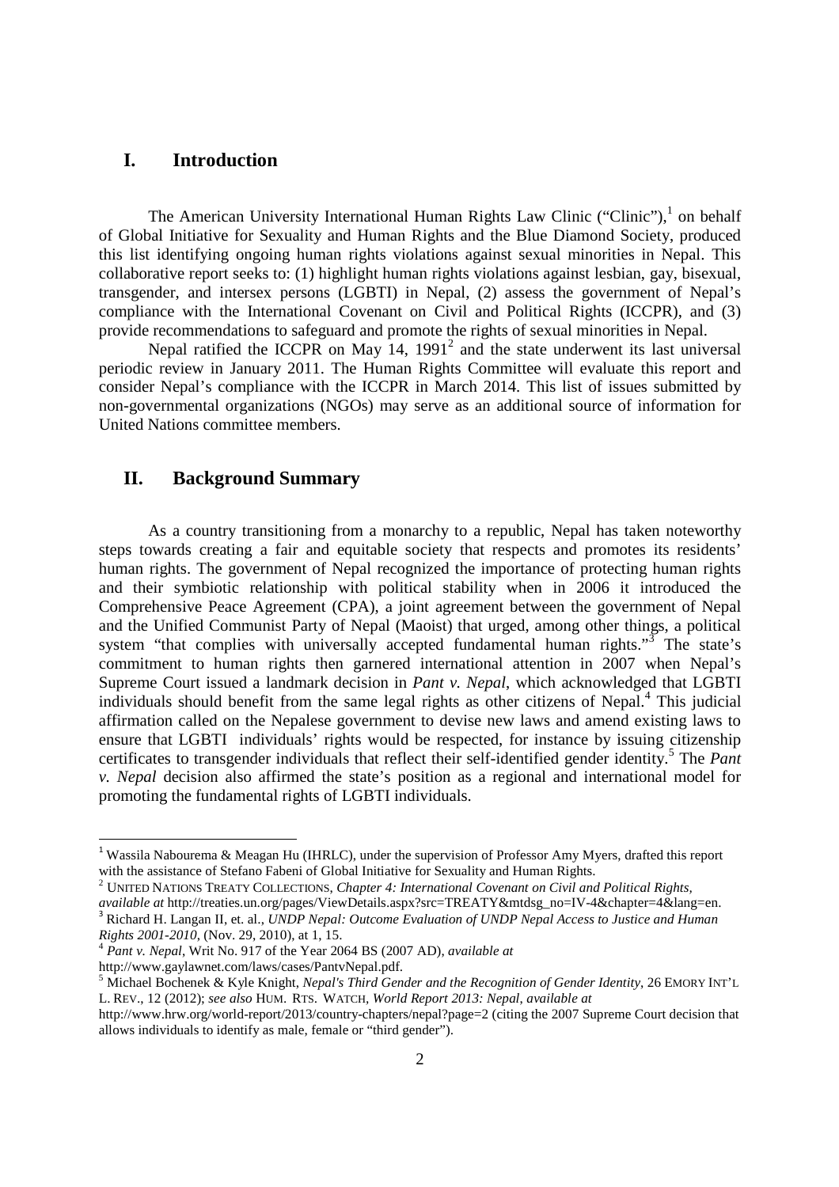## I. Introduction

The American University International Human Rights Law Clinic ("Clinic"),[1] on behalf of Global Initiative for Sexuality and Human Rights and the Blue Diamond Society, produced this list identifying ongoing human rights violations against sexual minorities in Nepal. This collaborative report seeks to: (1) highlight human rights violations against lesbian, gay, bisexual, transgender, and intersex persons (LGBTI) in Nepal, (2) assess the government of Nepal's compliance with the International Covenant on Civil and Political Rights (ICCPR), and (3) provide recommendations to safeguard and promote the rights of sexual minorities in Nepal.

Nepal ratified the ICCPR on May 14, 1991[2] and the state underwent its last universal periodic review in January 2011. The Human Rights Committee will evaluate this report and consider Nepal's compliance with the ICCPR in March 2014. This list of issues submitted by non-governmental organizations (NGOs) may serve as an additional source of information for United Nations committee members.

## II. Background Summary

As a country transitioning from a monarchy to a republic, Nepal has taken noteworthy steps towards creating a fair and equitable society that respects and promotes its residents' human rights. The government of Nepal recognized the importance of protecting human rights and their symbiotic relationship with political stability when in 2006 it introduced the Comprehensive Peace Agreement (CPA), a joint agreement between the government of Nepal and the Unified Communist Party of Nepal (Maoist) that urged, among other things, a political system "that complies with universally accepted fundamental human rights."[3] The state's commitment to human rights then garnered international attention in 2007 when Nepal's Supreme Court issued a landmark decision in *Pant v. Nepal*, which acknowledged that LGBTI individuals should benefit from the same legal rights as other citizens of Nepal.[4] This judicial affirmation called on the Nepalese government to devise new laws and amend existing laws to ensure that LGBTI individuals' rights would be respected, for instance by issuing citizenship certificates to transgender individuals that reflect their self-identified gender identity.[5] The *Pant v. Nepal* decision also affirmed the state's position as a regional and international model for promoting the fundamental rights of LGBTI individuals.

---

[1] Wassila Nabourema & Meagan Hu (IHRLC), under the supervision of Professor Amy Myers, drafted this report with the assistance of Stefano Fabeni of Global Initiative for Sexuality and Human Rights.

[2] UNITED NATIONS TREATY COLLECTIONS, *Chapter 4: International Covenant on Civil and Political Rights, available at* http://treaties.un.org/pages/ViewDetails.aspx?src=TREATY&mtdsg_no=IV-4&chapter=4&lang=en.

[3] Richard H. Langan II, et. al., *UNDP Nepal: Outcome Evaluation of UNDP Nepal Access to Justice and Human Rights 2001-2010*, (Nov. 29, 2010), at 1, 15.

[4] *Pant v. Nepal*, Writ No. 917 of the Year 2064 BS (2007 AD), *available at* http://www.gaylawnet.com/laws/cases/PantvNepal.pdf.

[5] Michael Bochenek & Kyle Knight, *Nepal's Third Gender and the Recognition of Gender Identity*, 26 EMORY INT'L L. REV., 12 (2012); *see also* HUM. RTS. WATCH, *World Report 2013: Nepal*, *available at* http://www.hrw.org/world-report/2013/country-chapters/nepal?page=2 (citing the 2007 Supreme Court decision that allows individuals to identify as male, female or "third gender").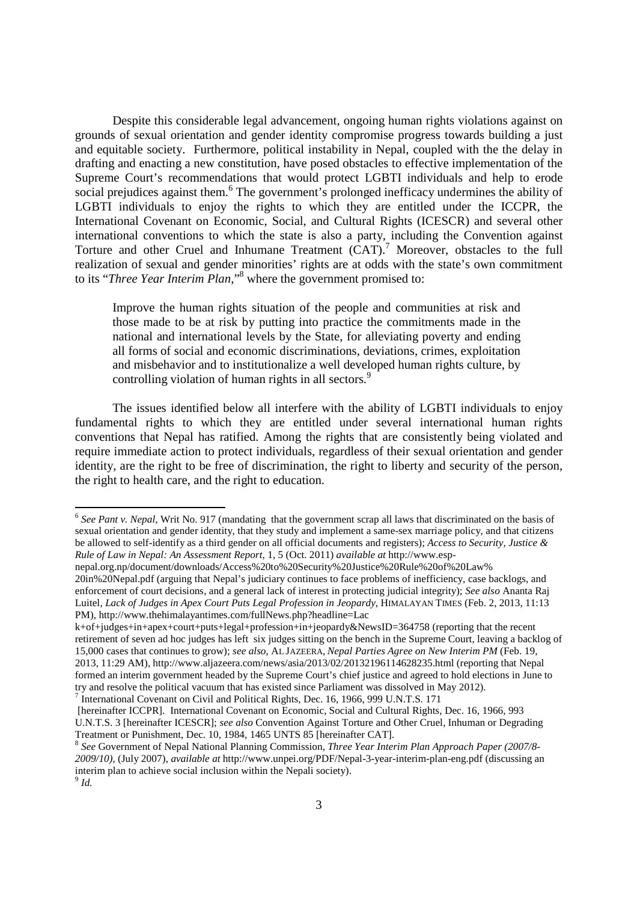Despite this considerable legal advancement, ongoing human rights violations against on grounds of sexual orientation and gender identity compromise progress towards building a just and equitable society. Furthermore, political instability in Nepal, coupled with the the delay in drafting and enacting a new constitution, have posed obstacles to effective implementation of the Supreme Court's recommendations that would protect LGBTI individuals and help to erode social prejudices against them.[6] The government's prolonged inefficacy undermines the ability of LGBTI individuals to enjoy the rights to which they are entitled under the ICCPR, the International Covenant on Economic, Social, and Cultural Rights (ICESCR) and several other international conventions to which the state is also a party, including the Convention against Torture and other Cruel and Inhumane Treatment (CAT).[7] Moreover, obstacles to the full realization of sexual and gender minorities' rights are at odds with the state's own commitment to its "*Three Year Interim Plan*,"[8] where the government promised to:

> Improve the human rights situation of the people and communities at risk and those made to be at risk by putting into practice the commitments made in the national and international levels by the State, for alleviating poverty and ending all forms of social and economic discriminations, deviations, crimes, exploitation and misbehavior and to institutionalize a well developed human rights culture, by controlling violation of human rights in all sectors.[9]

The issues identified below all interfere with the ability of LGBTI individuals to enjoy fundamental rights to which they are entitled under several international human rights conventions that Nepal has ratified. Among the rights that are consistently being violated and require immediate action to protect individuals, regardless of their sexual orientation and gender identity, are the right to be free of discrimination, the right to liberty and security of the person, the right to health care, and the right to education.

---

[6] *See Pant v. Nepal*, Writ No. 917 (mandating that the government scrap all laws that discriminated on the basis of sexual orientation and gender identity, that they study and implement a same-sex marriage policy, and that citizens be allowed to self-identify as a third gender on all official documents and registers); *Access to Security, Justice & Rule of Law in Nepal: An Assessment Report*, 1, 5 (Oct. 2011) *available at* http://www.esp-nepal.org.np/document/downloads/Access%20to%20Security%20Justice%20Rule%20of%20Law%20in%20Nepal.pdf (arguing that Nepal's judiciary continues to face problems of inefficiency, case backlogs, and enforcement of court decisions, and a general lack of interest in protecting judicial integrity); *See also* Ananta Raj Luitel, *Lack of Judges in Apex Court Puts Legal Profession in Jeopardy*, HIMALAYAN TIMES (Feb. 2, 2013, 11:13 PM), http://www.thehimalayantimes.com/fullNews.php?headline=Lack+of+judges+in+apex+court+puts+legal+profession+in+jeopardy&NewsID=364758 (reporting that the recent retirement of seven ad hoc judges has left six judges sitting on the bench in the Supreme Court, leaving a backlog of 15,000 cases that continues to grow); *see also*, AL JAZEERA, *Nepal Parties Agree on New Interim PM* (Feb. 19, 2013, 11:29 AM), http://www.aljazeera.com/news/asia/2013/02/20132196114628235.html (reporting that Nepal formed an interim government headed by the Supreme Court's chief justice and agreed to hold elections in June to try and resolve the political vacuum that has existed since Parliament was dissolved in May 2012).

[7] International Covenant on Civil and Political Rights, Dec. 16, 1966, 999 U.N.T.S. 171 [hereinafter ICCPR]. International Covenant on Economic, Social and Cultural Rights, Dec. 16, 1966, 993 U.N.T.S. 3 [hereinafter ICESCR]; *see also* Convention Against Torture and Other Cruel, Inhuman or Degrading Treatment or Punishment, Dec. 10, 1984, 1465 UNTS 85 [hereinafter CAT].

[8] *See* Government of Nepal National Planning Commission, *Three Year Interim Plan Approach Paper (2007/8-2009/10)*, (July 2007), *available at* http://www.unpei.org/PDF/Nepal-3-year-interim-plan-eng.pdf (discussing an interim plan to achieve social inclusion within the Nepali society).

[9] *Id.*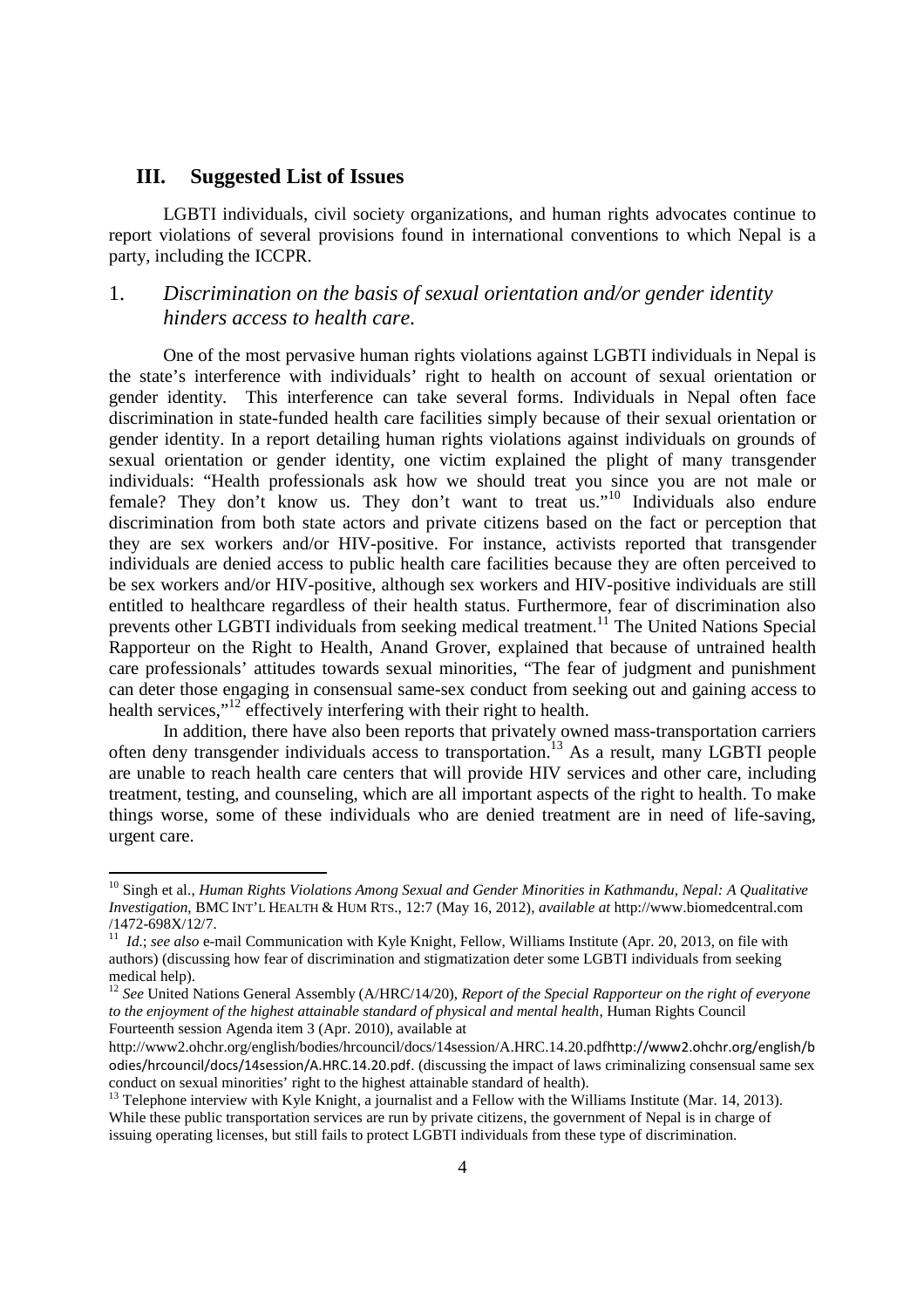## III. Suggested List of Issues

LGBTI individuals, civil society organizations, and human rights advocates continue to report violations of several provisions found in international conventions to which Nepal is a party, including the ICCPR.

### 1. *Discrimination on the basis of sexual orientation and/or gender identity hinders access to health care.*

One of the most pervasive human rights violations against LGBTI individuals in Nepal is the state's interference with individuals' right to health on account of sexual orientation or gender identity. This interference can take several forms. Individuals in Nepal often face discrimination in state-funded health care facilities simply because of their sexual orientation or gender identity. In a report detailing human rights violations against individuals on grounds of sexual orientation or gender identity, one victim explained the plight of many transgender individuals: "Health professionals ask how we should treat you since you are not male or female? They don't know us. They don't want to treat us."[10] Individuals also endure discrimination from both state actors and private citizens based on the fact or perception that they are sex workers and/or HIV-positive. For instance, activists reported that transgender individuals are denied access to public health care facilities because they are often perceived to be sex workers and/or HIV-positive, although sex workers and HIV-positive individuals are still entitled to healthcare regardless of their health status. Furthermore, fear of discrimination also prevents other LGBTI individuals from seeking medical treatment.[11] The United Nations Special Rapporteur on the Right to Health, Anand Grover, explained that because of untrained health care professionals' attitudes towards sexual minorities, "The fear of judgment and punishment can deter those engaging in consensual same-sex conduct from seeking out and gaining access to health services,"[12] effectively interfering with their right to health.

In addition, there have also been reports that privately owned mass-transportation carriers often deny transgender individuals access to transportation.[13] As a result, many LGBTI people are unable to reach health care centers that will provide HIV services and other care, including treatment, testing, and counseling, which are all important aspects of the right to health. To make things worse, some of these individuals who are denied treatment are in need of life-saving, urgent care.

---

[10] Singh et al., *Human Rights Violations Among Sexual and Gender Minorities in Kathmandu, Nepal: A Qualitative Investigation*, BMC INT'L HEALTH & HUM RTS., 12:7 (May 16, 2012), *available at* http://www.biomedcentral.com/1472-698X/12/7.

[11] *Id.*; *see also* e-mail Communication with Kyle Knight, Fellow, Williams Institute (Apr. 20, 2013, on file with authors) (discussing how fear of discrimination and stigmatization deter some LGBTI individuals from seeking medical help).

[12] *See* United Nations General Assembly (A/HRC/14/20), *Report of the Special Rapporteur on the right of everyone to the enjoyment of the highest attainable standard of physical and mental health*, Human Rights Council Fourteenth session Agenda item 3 (Apr. 2010), available at http://www2.ohchr.org/english/bodies/hrcouncil/docs/14session/A.HRC.14.20.pdfhttp://www2.ohchr.org/english/bodies/hrcouncil/docs/14session/A.HRC.14.20.pdf. (discussing the impact of laws criminalizing consensual same sex conduct on sexual minorities' right to the highest attainable standard of health).

[13] Telephone interview with Kyle Knight, a journalist and a Fellow with the Williams Institute (Mar. 14, 2013). While these public transportation services are run by private citizens, the government of Nepal is in charge of issuing operating licenses, but still fails to protect LGBTI individuals from these type of discrimination.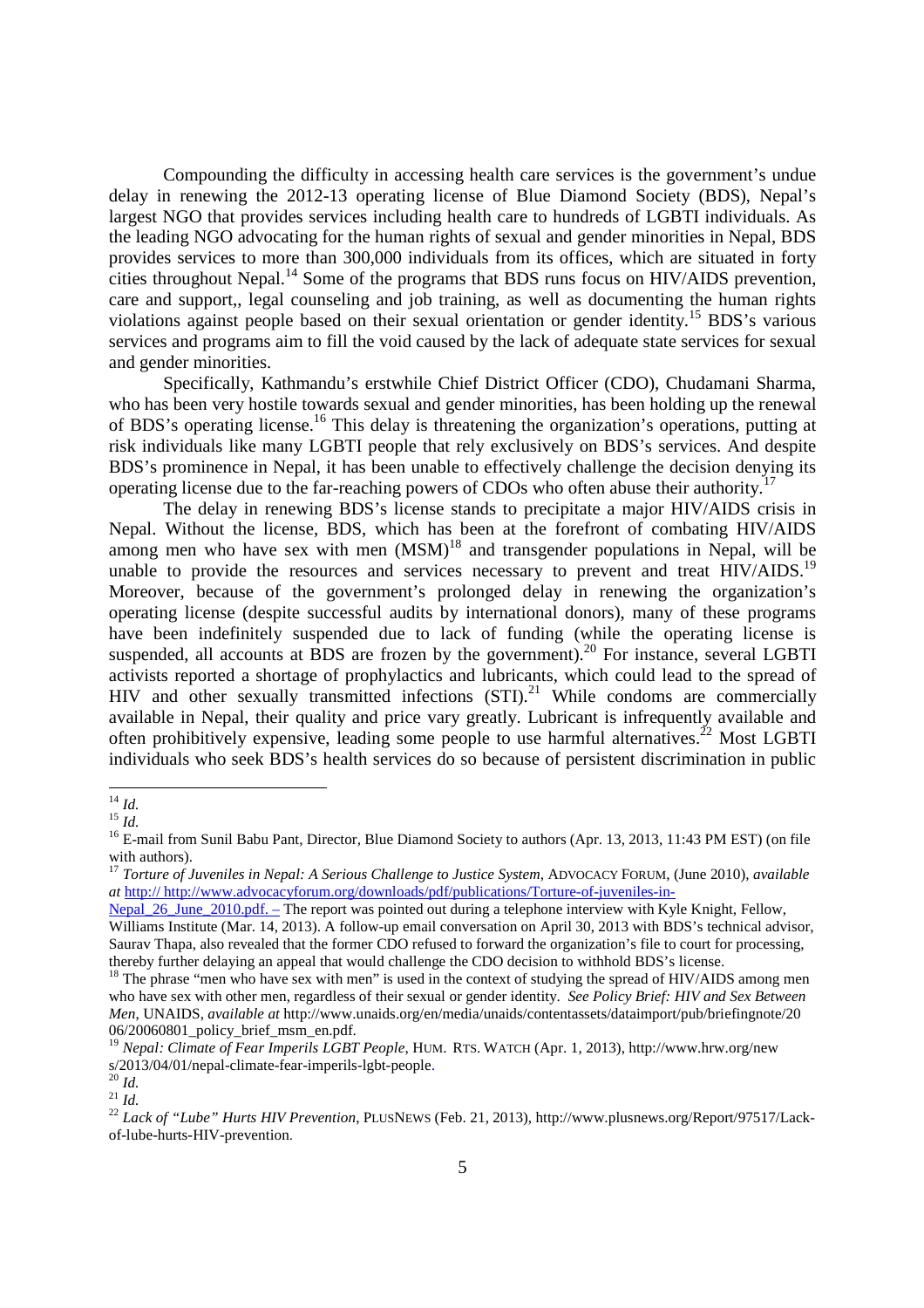Compounding the difficulty in accessing health care services is the government's undue delay in renewing the 2012-13 operating license of Blue Diamond Society (BDS), Nepal's largest NGO that provides services including health care to hundreds of LGBTI individuals. As the leading NGO advocating for the human rights of sexual and gender minorities in Nepal, BDS provides services to more than 300,000 individuals from its offices, which are situated in forty cities throughout Nepal.[14] Some of the programs that BDS runs focus on HIV/AIDS prevention, care and support,, legal counseling and job training, as well as documenting the human rights violations against people based on their sexual orientation or gender identity.[15] BDS's various services and programs aim to fill the void caused by the lack of adequate state services for sexual and gender minorities.

Specifically, Kathmandu's erstwhile Chief District Officer (CDO), Chudamani Sharma, who has been very hostile towards sexual and gender minorities, has been holding up the renewal of BDS's operating license.[16] This delay is threatening the organization's operations, putting at risk individuals like many LGBTI people that rely exclusively on BDS's services. And despite BDS's prominence in Nepal, it has been unable to effectively challenge the decision denying its operating license due to the far-reaching powers of CDOs who often abuse their authority.[17]

The delay in renewing BDS's license stands to precipitate a major HIV/AIDS crisis in Nepal. Without the license, BDS, which has been at the forefront of combating HIV/AIDS among men who have sex with men (MSM)[18] and transgender populations in Nepal, will be unable to provide the resources and services necessary to prevent and treat HIV/AIDS.[19] Moreover, because of the government's prolonged delay in renewing the organization's operating license (despite successful audits by international donors), many of these programs have been indefinitely suspended due to lack of funding (while the operating license is suspended, all accounts at BDS are frozen by the government).[20] For instance, several LGBTI activists reported a shortage of prophylactics and lubricants, which could lead to the spread of HIV and other sexually transmitted infections (STI).[21] While condoms are commercially available in Nepal, their quality and price vary greatly. Lubricant is infrequently available and often prohibitively expensive, leading some people to use harmful alternatives.[22] Most LGBTI individuals who seek BDS's health services do so because of persistent discrimination in public

---

[14] *Id.*

[15] *Id.*

[16] E-mail from Sunil Babu Pant, Director, Blue Diamond Society to authors (Apr. 13, 2013, 11:43 PM EST) (on file with authors).

[17] *Torture of Juveniles in Nepal: A Serious Challenge to Justice System*, ADVOCACY FORUM, (June 2010), *available at* http:// http://www.advocacyforum.org/downloads/pdf/publications/Torture-of-juveniles-in-Nepal_26_June_2010.pdf. – The report was pointed out during a telephone interview with Kyle Knight, Fellow, Williams Institute (Mar. 14, 2013). A follow-up email conversation on April 30, 2013 with BDS's technical advisor, Saurav Thapa, also revealed that the former CDO refused to forward the organization's file to court for processing, thereby further delaying an appeal that would challenge the CDO decision to withhold BDS's license.

[18] The phrase "men who have sex with men" is used in the context of studying the spread of HIV/AIDS among men who have sex with other men, regardless of their sexual or gender identity. *See Policy Brief: HIV and Sex Between Men*, UNAIDS, *available at* http://www.unaids.org/en/media/unaids/contentassets/dataimport/pub/briefingnote/2006/20060801_policy_brief_msm_en.pdf.

[19] *Nepal: Climate of Fear Imperils LGBT People*, HUM. RTS. WATCH (Apr. 1, 2013), http://www.hrw.org/news/2013/04/01/nepal-climate-fear-imperils-lgbt-people.

[20] *Id.*

[21] *Id.*

[22] *Lack of "Lube" Hurts HIV Prevention*, PLUSNEWS (Feb. 21, 2013), http://www.plusnews.org/Report/97517/Lack-of-lube-hurts-HIV-prevention.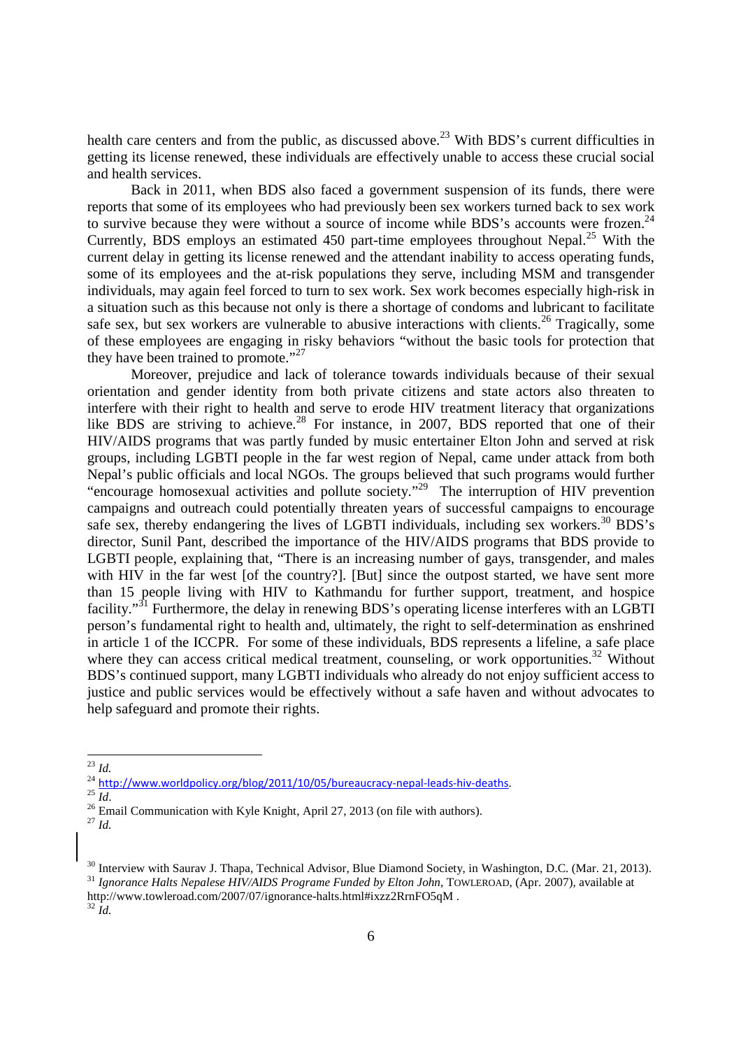health care centers and from the public, as discussed above.[23] With BDS's current difficulties in getting its license renewed, these individuals are effectively unable to access these crucial social and health services.

Back in 2011, when BDS also faced a government suspension of its funds, there were reports that some of its employees who had previously been sex workers turned back to sex work to survive because they were without a source of income while BDS's accounts were frozen.[24] Currently, BDS employs an estimated 450 part-time employees throughout Nepal.[25] With the current delay in getting its license renewed and the attendant inability to access operating funds, some of its employees and the at-risk populations they serve, including MSM and transgender individuals, may again feel forced to turn to sex work. Sex work becomes especially high-risk in a situation such as this because not only is there a shortage of condoms and lubricant to facilitate safe sex, but sex workers are vulnerable to abusive interactions with clients.[26] Tragically, some of these employees are engaging in risky behaviors "without the basic tools for protection that they have been trained to promote."[27]

Moreover, prejudice and lack of tolerance towards individuals because of their sexual orientation and gender identity from both private citizens and state actors also threaten to interfere with their right to health and serve to erode HIV treatment literacy that organizations like BDS are striving to achieve.[28] For instance, in 2007, BDS reported that one of their HIV/AIDS programs that was partly funded by music entertainer Elton John and served at risk groups, including LGBTI people in the far west region of Nepal, came under attack from both Nepal's public officials and local NGOs. The groups believed that such programs would further "encourage homosexual activities and pollute society."[29] The interruption of HIV prevention campaigns and outreach could potentially threaten years of successful campaigns to encourage safe sex, thereby endangering the lives of LGBTI individuals, including sex workers.[30] BDS's director, Sunil Pant, described the importance of the HIV/AIDS programs that BDS provide to LGBTI people, explaining that, "There is an increasing number of gays, transgender, and males with HIV in the far west [of the country?]. [But] since the outpost started, we have sent more than 15 people living with HIV to Kathmandu for further support, treatment, and hospice facility."[31] Furthermore, the delay in renewing BDS's operating license interferes with an LGBTI person's fundamental right to health and, ultimately, the right to self-determination as enshrined in article 1 of the ICCPR. For some of these individuals, BDS represents a lifeline, a safe place where they can access critical medical treatment, counseling, or work opportunities.[32] Without BDS's continued support, many LGBTI individuals who already do not enjoy sufficient access to justice and public services would be effectively without a safe haven and without advocates to help safeguard and promote their rights.

---

[23] *Id.*

[24] http://www.worldpolicy.org/blog/2011/10/05/bureaucracy-nepal-leads-hiv-deaths.

[25] *Id*.

[26] Email Communication with Kyle Knight, April 27, 2013 (on file with authors).

[27] *Id.*

[30] Interview with Saurav J. Thapa, Technical Advisor, Blue Diamond Society, in Washington, D.C. (Mar. 21, 2013).

[31] *Ignorance Halts Nepalese HIV/AIDS Programe Funded by Elton John*, TOWLEROAD, (Apr. 2007), available at http://www.towleroad.com/2007/07/ignorance-halts.html#ixzz2RrnFO5qM .

[32] *Id.*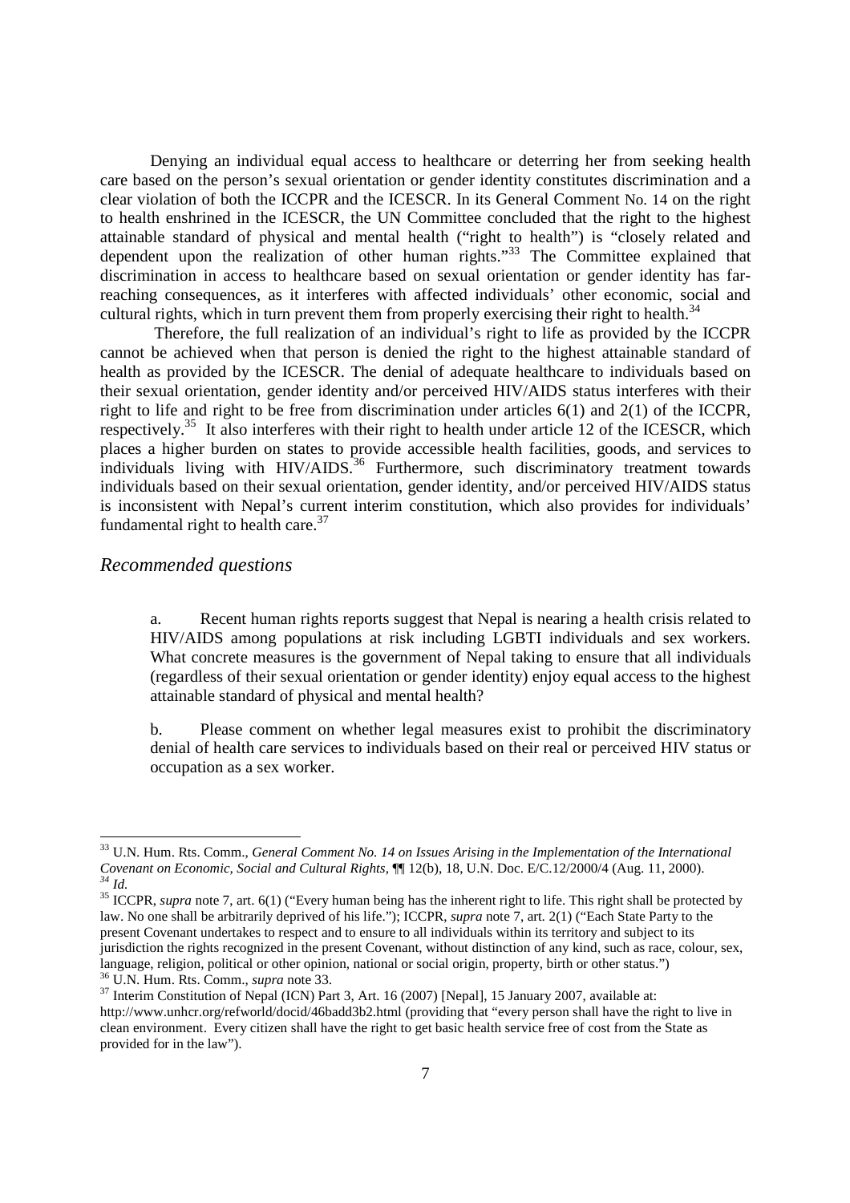Denying an individual equal access to healthcare or deterring her from seeking health care based on the person's sexual orientation or gender identity constitutes discrimination and a clear violation of both the ICCPR and the ICESCR. In its General Comment No. 14 on the right to health enshrined in the ICESCR, the UN Committee concluded that the right to the highest attainable standard of physical and mental health ("right to health") is "closely related and dependent upon the realization of other human rights."[33] The Committee explained that discrimination in access to healthcare based on sexual orientation or gender identity has far-reaching consequences, as it interferes with affected individuals' other economic, social and cultural rights, which in turn prevent them from properly exercising their right to health.[34]

Therefore, the full realization of an individual's right to life as provided by the ICCPR cannot be achieved when that person is denied the right to the highest attainable standard of health as provided by the ICESCR. The denial of adequate healthcare to individuals based on their sexual orientation, gender identity and/or perceived HIV/AIDS status interferes with their right to life and right to be free from discrimination under articles 6(1) and 2(1) of the ICCPR, respectively.[35] It also interferes with their right to health under article 12 of the ICESCR, which places a higher burden on states to provide accessible health facilities, goods, and services to individuals living with HIV/AIDS.[36] Furthermore, such discriminatory treatment towards individuals based on their sexual orientation, gender identity, and/or perceived HIV/AIDS status is inconsistent with Nepal's current interim constitution, which also provides for individuals' fundamental right to health care.[37]

## *Recommended questions*

a. Recent human rights reports suggest that Nepal is nearing a health crisis related to HIV/AIDS among populations at risk including LGBTI individuals and sex workers. What concrete measures is the government of Nepal taking to ensure that all individuals (regardless of their sexual orientation or gender identity) enjoy equal access to the highest attainable standard of physical and mental health?

b. Please comment on whether legal measures exist to prohibit the discriminatory denial of health care services to individuals based on their real or perceived HIV status or occupation as a sex worker.

---

[33] U.N. Hum. Rts. Comm., *General Comment No. 14 on Issues Arising in the Implementation of the International Covenant on Economic, Social and Cultural Rights*, ¶¶ 12(b), 18, U.N. Doc. E/C.12/2000/4 (Aug. 11, 2000).

[34] *Id.*

[35] ICCPR, *supra* note 7, art. 6(1) ("Every human being has the inherent right to life. This right shall be protected by law. No one shall be arbitrarily deprived of his life."); ICCPR, *supra* note 7, art. 2(1) ("Each State Party to the present Covenant undertakes to respect and to ensure to all individuals within its territory and subject to its jurisdiction the rights recognized in the present Covenant, without distinction of any kind, such as race, colour, sex, language, religion, political or other opinion, national or social origin, property, birth or other status.")

[36] U.N. Hum. Rts. Comm., *supra* note 33.

[37] Interim Constitution of Nepal (ICN) Part 3, Art. 16 (2007) [Nepal], 15 January 2007, available at: http://www.unhcr.org/refworld/docid/46badd3b2.html (providing that "every person shall have the right to live in clean environment. Every citizen shall have the right to get basic health service free of cost from the State as provided for in the law").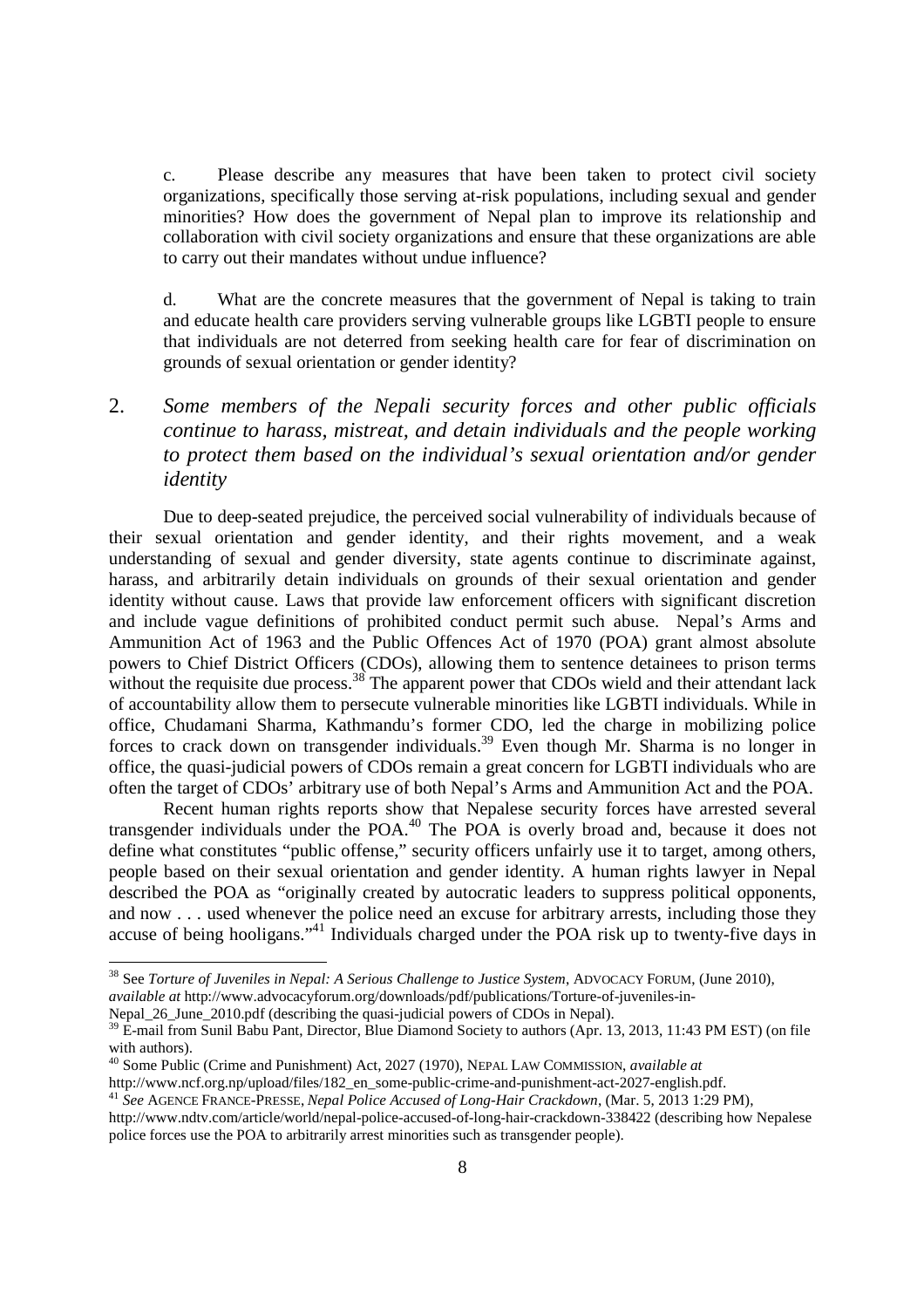c. Please describe any measures that have been taken to protect civil society organizations, specifically those serving at-risk populations, including sexual and gender minorities? How does the government of Nepal plan to improve its relationship and collaboration with civil society organizations and ensure that these organizations are able to carry out their mandates without undue influence?

d. What are the concrete measures that the government of Nepal is taking to train and educate health care providers serving vulnerable groups like LGBTI people to ensure that individuals are not deterred from seeking health care for fear of discrimination on grounds of sexual orientation or gender identity?

## 2. *Some members of the Nepali security forces and other public officials continue to harass, mistreat, and detain individuals and the people working to protect them based on the individual's sexual orientation and/or gender identity*

Due to deep-seated prejudice, the perceived social vulnerability of individuals because of their sexual orientation and gender identity, and their rights movement, and a weak understanding of sexual and gender diversity, state agents continue to discriminate against, harass, and arbitrarily detain individuals on grounds of their sexual orientation and gender identity without cause. Laws that provide law enforcement officers with significant discretion and include vague definitions of prohibited conduct permit such abuse. Nepal's Arms and Ammunition Act of 1963 and the Public Offences Act of 1970 (POA) grant almost absolute powers to Chief District Officers (CDOs), allowing them to sentence detainees to prison terms without the requisite due process.[38] The apparent power that CDOs wield and their attendant lack of accountability allow them to persecute vulnerable minorities like LGBTI individuals. While in office, Chudamani Sharma, Kathmandu's former CDO, led the charge in mobilizing police forces to crack down on transgender individuals.[39] Even though Mr. Sharma is no longer in office, the quasi-judicial powers of CDOs remain a great concern for LGBTI individuals who are often the target of CDOs' arbitrary use of both Nepal's Arms and Ammunition Act and the POA.

Recent human rights reports show that Nepalese security forces have arrested several transgender individuals under the POA.[40] The POA is overly broad and, because it does not define what constitutes "public offense," security officers unfairly use it to target, among others, people based on their sexual orientation and gender identity. A human rights lawyer in Nepal described the POA as "originally created by autocratic leaders to suppress political opponents, and now . . . used whenever the police need an excuse for arbitrary arrests, including those they accuse of being hooligans."[41] Individuals charged under the POA risk up to twenty-five days in

---

[38] See *Torture of Juveniles in Nepal: A Serious Challenge to Justice System*, ADVOCACY FORUM, (June 2010), *available at* http://www.advocacyforum.org/downloads/pdf/publications/Torture-of-juveniles-in-Nepal_26_June_2010.pdf (describing the quasi-judicial powers of CDOs in Nepal).

[39] E-mail from Sunil Babu Pant, Director, Blue Diamond Society to authors (Apr. 13, 2013, 11:43 PM EST) (on file with authors).

[40] Some Public (Crime and Punishment) Act, 2027 (1970), NEPAL LAW COMMISSION, *available at* http://www.ncf.org.np/upload/files/182_en_some-public-crime-and-punishment-act-2027-english.pdf.

[41] *See* AGENCE FRANCE-PRESSE, *Nepal Police Accused of Long-Hair Crackdown*, (Mar. 5, 2013 1:29 PM), http://www.ndtv.com/article/world/nepal-police-accused-of-long-hair-crackdown-338422 (describing how Nepalese police forces use the POA to arbitrarily arrest minorities such as transgender people).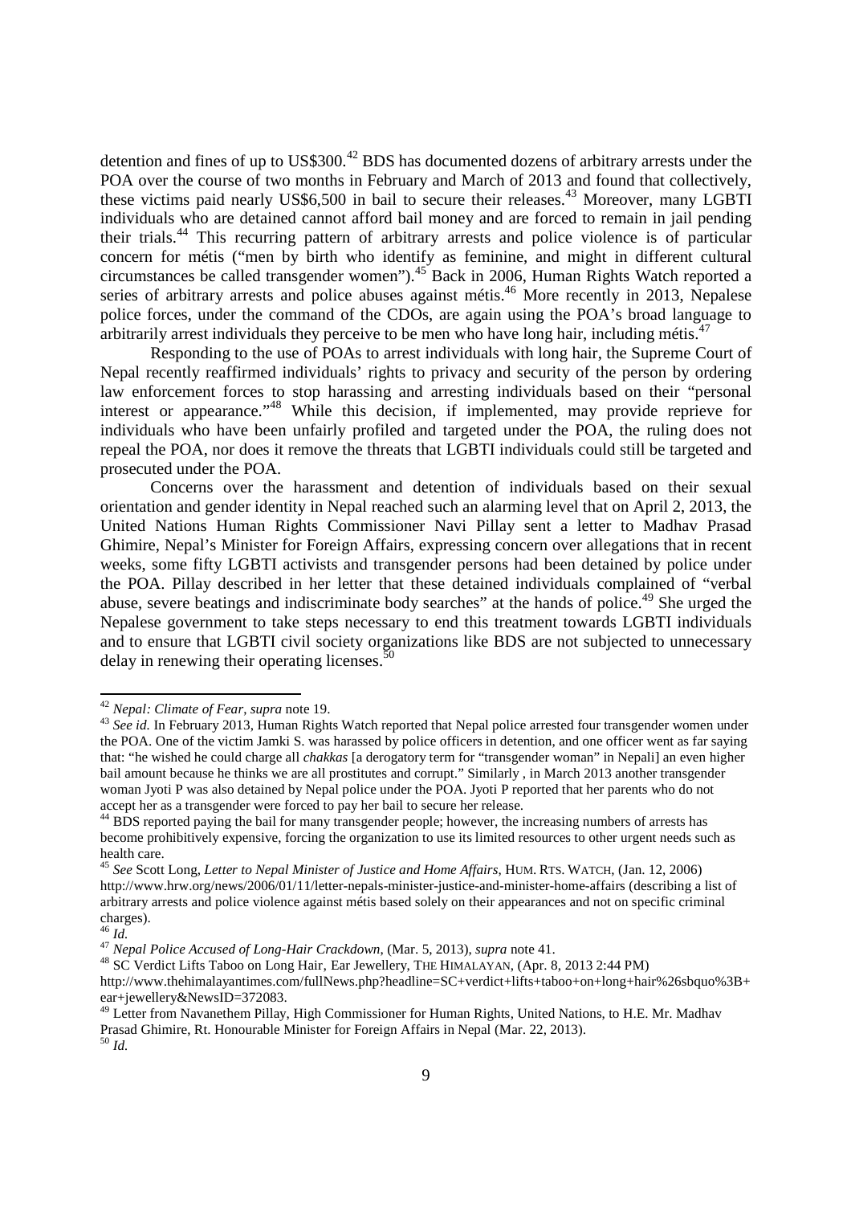detention and fines of up to US$300.[42] BDS has documented dozens of arbitrary arrests under the POA over the course of two months in February and March of 2013 and found that collectively, these victims paid nearly US$6,500 in bail to secure their releases.[43] Moreover, many LGBTI individuals who are detained cannot afford bail money and are forced to remain in jail pending their trials.[44] This recurring pattern of arbitrary arrests and police violence is of particular concern for métis ("men by birth who identify as feminine, and might in different cultural circumstances be called transgender women").[45] Back in 2006, Human Rights Watch reported a series of arbitrary arrests and police abuses against métis.[46] More recently in 2013, Nepalese police forces, under the command of the CDOs, are again using the POA's broad language to arbitrarily arrest individuals they perceive to be men who have long hair, including métis.[47]

Responding to the use of POAs to arrest individuals with long hair, the Supreme Court of Nepal recently reaffirmed individuals' rights to privacy and security of the person by ordering law enforcement forces to stop harassing and arresting individuals based on their "personal interest or appearance."[48] While this decision, if implemented, may provide reprieve for individuals who have been unfairly profiled and targeted under the POA, the ruling does not repeal the POA, nor does it remove the threats that LGBTI individuals could still be targeted and prosecuted under the POA.

Concerns over the harassment and detention of individuals based on their sexual orientation and gender identity in Nepal reached such an alarming level that on April 2, 2013, the United Nations Human Rights Commissioner Navi Pillay sent a letter to Madhav Prasad Ghimire, Nepal's Minister for Foreign Affairs, expressing concern over allegations that in recent weeks, some fifty LGBTI activists and transgender persons had been detained by police under the POA. Pillay described in her letter that these detained individuals complained of "verbal abuse, severe beatings and indiscriminate body searches" at the hands of police.[49] She urged the Nepalese government to take steps necessary to end this treatment towards LGBTI individuals and to ensure that LGBTI civil society organizations like BDS are not subjected to unnecessary delay in renewing their operating licenses.[50]

---

[42] *Nepal: Climate of Fear*, *supra* note 19.

[43] *See id.* In February 2013, Human Rights Watch reported that Nepal police arrested four transgender women under the POA. One of the victim Jamki S. was harassed by police officers in detention, and one officer went as far saying that: "he wished he could charge all *chakkas* [a derogatory term for "transgender woman" in Nepali] an even higher bail amount because he thinks we are all prostitutes and corrupt." Similarly , in March 2013 another transgender woman Jyoti P was also detained by Nepal police under the POA. Jyoti P reported that her parents who do not accept her as a transgender were forced to pay her bail to secure her release.

[44] BDS reported paying the bail for many transgender people; however, the increasing numbers of arrests has become prohibitively expensive, forcing the organization to use its limited resources to other urgent needs such as health care.

[45] *See* Scott Long, *Letter to Nepal Minister of Justice and Home Affairs*, HUM. RTS. WATCH, (Jan. 12, 2006) http://www.hrw.org/news/2006/01/11/letter-nepals-minister-justice-and-minister-home-affairs (describing a list of arbitrary arrests and police violence against métis based solely on their appearances and not on specific criminal charges).

[46] *Id.*

[47] *Nepal Police Accused of Long-Hair Crackdown*, (Mar. 5, 2013), *supra* note 41.

[48] SC Verdict Lifts Taboo on Long Hair, Ear Jewellery, THE HIMALAYAN, (Apr. 8, 2013 2:44 PM) http://www.thehimalayantimes.com/fullNews.php?headline=SC+verdict+lifts+taboo+on+long+hair%26sbquo%3B+ear+jewellery&NewsID=372083.

[49] Letter from Navanethem Pillay, High Commissioner for Human Rights, United Nations, to H.E. Mr. Madhav Prasad Ghimire, Rt. Honourable Minister for Foreign Affairs in Nepal (Mar. 22, 2013).

[50] *Id.*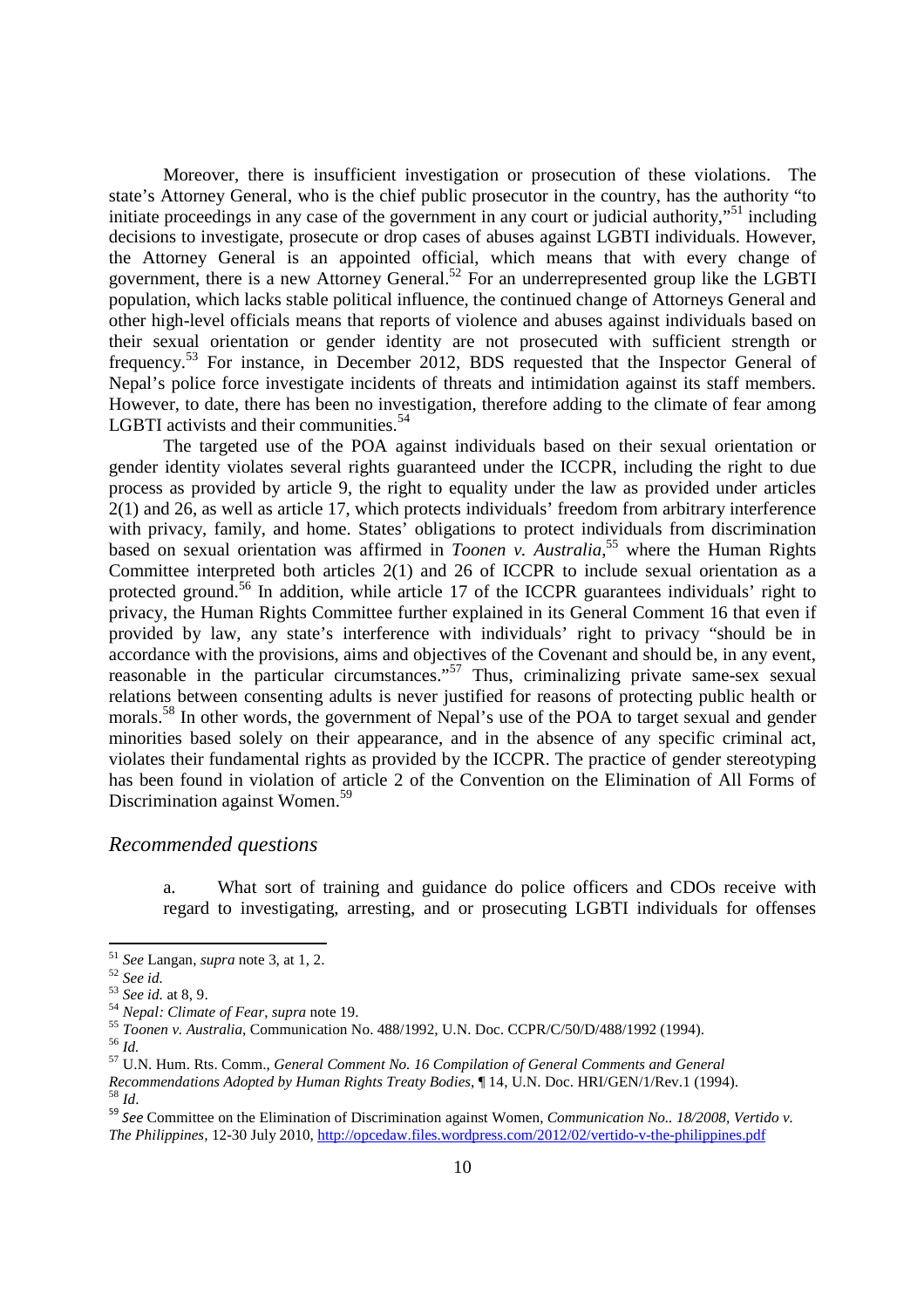Moreover, there is insufficient investigation or prosecution of these violations. The state's Attorney General, who is the chief public prosecutor in the country, has the authority "to initiate proceedings in any case of the government in any court or judicial authority,"[51] including decisions to investigate, prosecute or drop cases of abuses against LGBTI individuals. However, the Attorney General is an appointed official, which means that with every change of government, there is a new Attorney General.[52] For an underrepresented group like the LGBTI population, which lacks stable political influence, the continued change of Attorneys General and other high-level officials means that reports of violence and abuses against individuals based on their sexual orientation or gender identity are not prosecuted with sufficient strength or frequency.[53] For instance, in December 2012, BDS requested that the Inspector General of Nepal's police force investigate incidents of threats and intimidation against its staff members. However, to date, there has been no investigation, therefore adding to the climate of fear among LGBTI activists and their communities.[54]

The targeted use of the POA against individuals based on their sexual orientation or gender identity violates several rights guaranteed under the ICCPR, including the right to due process as provided by article 9, the right to equality under the law as provided under articles 2(1) and 26, as well as article 17, which protects individuals' freedom from arbitrary interference with privacy, family, and home. States' obligations to protect individuals from discrimination based on sexual orientation was affirmed in *Toonen v. Australia*,[55] where the Human Rights Committee interpreted both articles 2(1) and 26 of ICCPR to include sexual orientation as a protected ground.[56] In addition, while article 17 of the ICCPR guarantees individuals' right to privacy, the Human Rights Committee further explained in its General Comment 16 that even if provided by law, any state's interference with individuals' right to privacy "should be in accordance with the provisions, aims and objectives of the Covenant and should be, in any event, reasonable in the particular circumstances."[57] Thus, criminalizing private same-sex sexual relations between consenting adults is never justified for reasons of protecting public health or morals.[58] In other words, the government of Nepal's use of the POA to target sexual and gender minorities based solely on their appearance, and in the absence of any specific criminal act, violates their fundamental rights as provided by the ICCPR. The practice of gender stereotyping has been found in violation of article 2 of the Convention on the Elimination of All Forms of Discrimination against Women.[59]

### *Recommended questions*

a. What sort of training and guidance do police officers and CDOs receive with regard to investigating, arresting, and or prosecuting LGBTI individuals for offenses

---

[51] *See* Langan, *supra* note 3, at 1, 2.

[52] *See id.*

[53] *See id.* at 8, 9.

[54] *Nepal: Climate of Fear*, *supra* note 19.

[55] *Toonen v. Australia*, Communication No. 488/1992, U.N. Doc. CCPR/C/50/D/488/1992 (1994).

[56] *Id.*

[57] U.N. Hum. Rts. Comm., *General Comment No. 16 Compilation of General Comments and General Recommendations Adopted by Human Rights Treaty Bodies*, ¶ 14, U.N. Doc. HRI/GEN/1/Rev.1 (1994).

[58] *Id*.

[59] *See* Committee on the Elimination of Discrimination against Women, *Communication No.. 18/2008, Vertido v. The Philippines*, 12-30 July 2010, http://opcedaw.files.wordpress.com/2012/02/vertido-v-the-philippines.pdf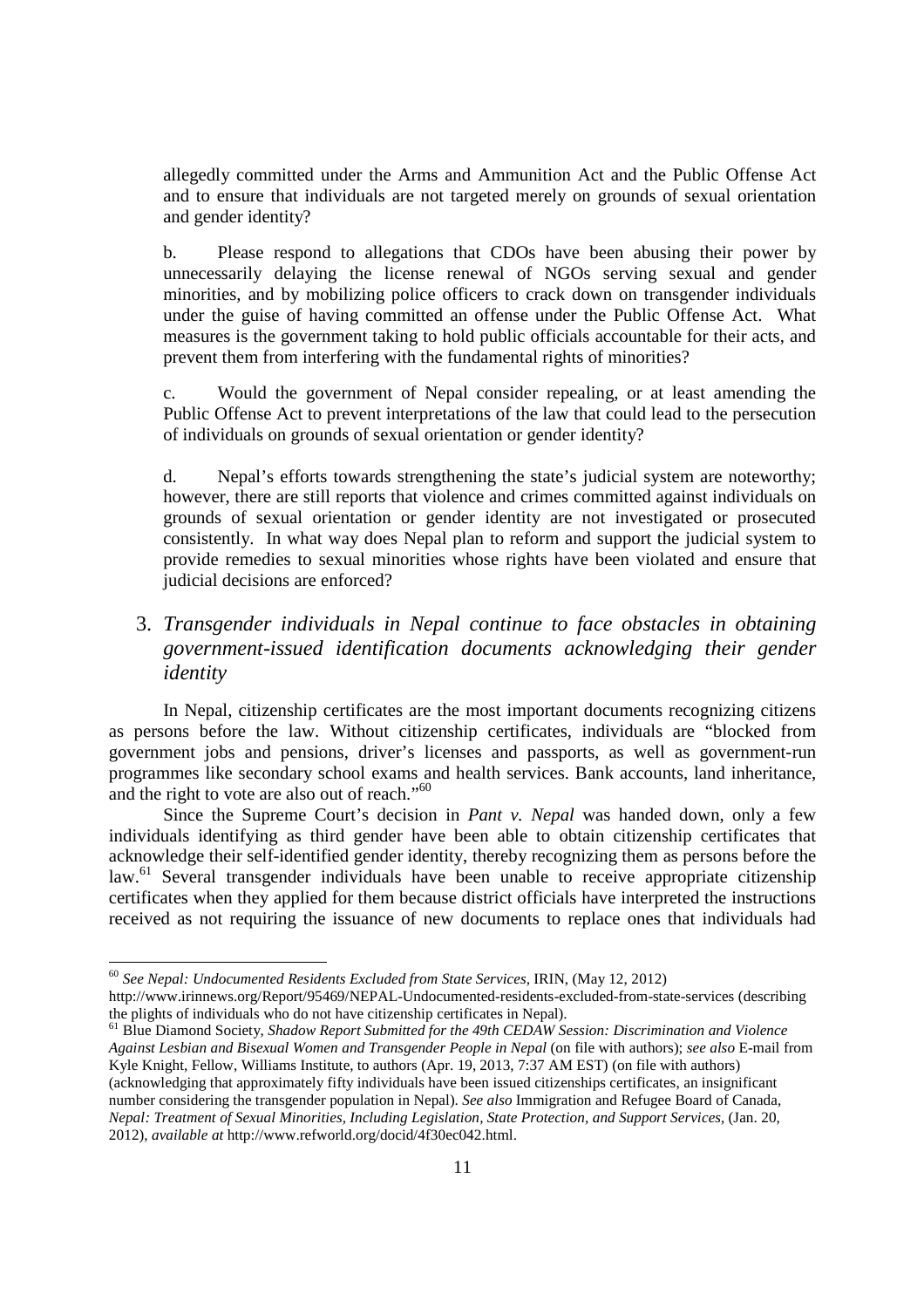allegedly committed under the Arms and Ammunition Act and the Public Offense Act and to ensure that individuals are not targeted merely on grounds of sexual orientation and gender identity?

b. Please respond to allegations that CDOs have been abusing their power by unnecessarily delaying the license renewal of NGOs serving sexual and gender minorities, and by mobilizing police officers to crack down on transgender individuals under the guise of having committed an offense under the Public Offense Act. What measures is the government taking to hold public officials accountable for their acts, and prevent them from interfering with the fundamental rights of minorities?

c. Would the government of Nepal consider repealing, or at least amending the Public Offense Act to prevent interpretations of the law that could lead to the persecution of individuals on grounds of sexual orientation or gender identity?

d. Nepal's efforts towards strengthening the state's judicial system are noteworthy; however, there are still reports that violence and crimes committed against individuals on grounds of sexual orientation or gender identity are not investigated or prosecuted consistently. In what way does Nepal plan to reform and support the judicial system to provide remedies to sexual minorities whose rights have been violated and ensure that judicial decisions are enforced?

### 3. *Transgender individuals in Nepal continue to face obstacles in obtaining government-issued identification documents acknowledging their gender identity*

In Nepal, citizenship certificates are the most important documents recognizing citizens as persons before the law. Without citizenship certificates, individuals are "blocked from government jobs and pensions, driver's licenses and passports, as well as government-run programmes like secondary school exams and health services. Bank accounts, land inheritance, and the right to vote are also out of reach."[60]

Since the Supreme Court's decision in *Pant v. Nepal* was handed down, only a few individuals identifying as third gender have been able to obtain citizenship certificates that acknowledge their self-identified gender identity, thereby recognizing them as persons before the law.[61] Several transgender individuals have been unable to receive appropriate citizenship certificates when they applied for them because district officials have interpreted the instructions received as not requiring the issuance of new documents to replace ones that individuals had

---

[60] *See Nepal: Undocumented Residents Excluded from State Services,* IRIN, (May 12, 2012) http://www.irinnews.org/Report/95469/NEPAL-Undocumented-residents-excluded-from-state-services (describing the plights of individuals who do not have citizenship certificates in Nepal).

[61] Blue Diamond Society, *Shadow Report Submitted for the 49th CEDAW Session: Discrimination and Violence Against Lesbian and Bisexual Women and Transgender People in Nepal* (on file with authors); *see also* E-mail from Kyle Knight, Fellow, Williams Institute, to authors (Apr. 19, 2013, 7:37 AM EST) (on file with authors) (acknowledging that approximately fifty individuals have been issued citizenships certificates, an insignificant number considering the transgender population in Nepal). *See also* Immigration and Refugee Board of Canada, *Nepal: Treatment of Sexual Minorities, Including Legislation, State Protection, and Support Services*, (Jan. 20, 2012), *available at* http://www.refworld.org/docid/4f30ec042.html.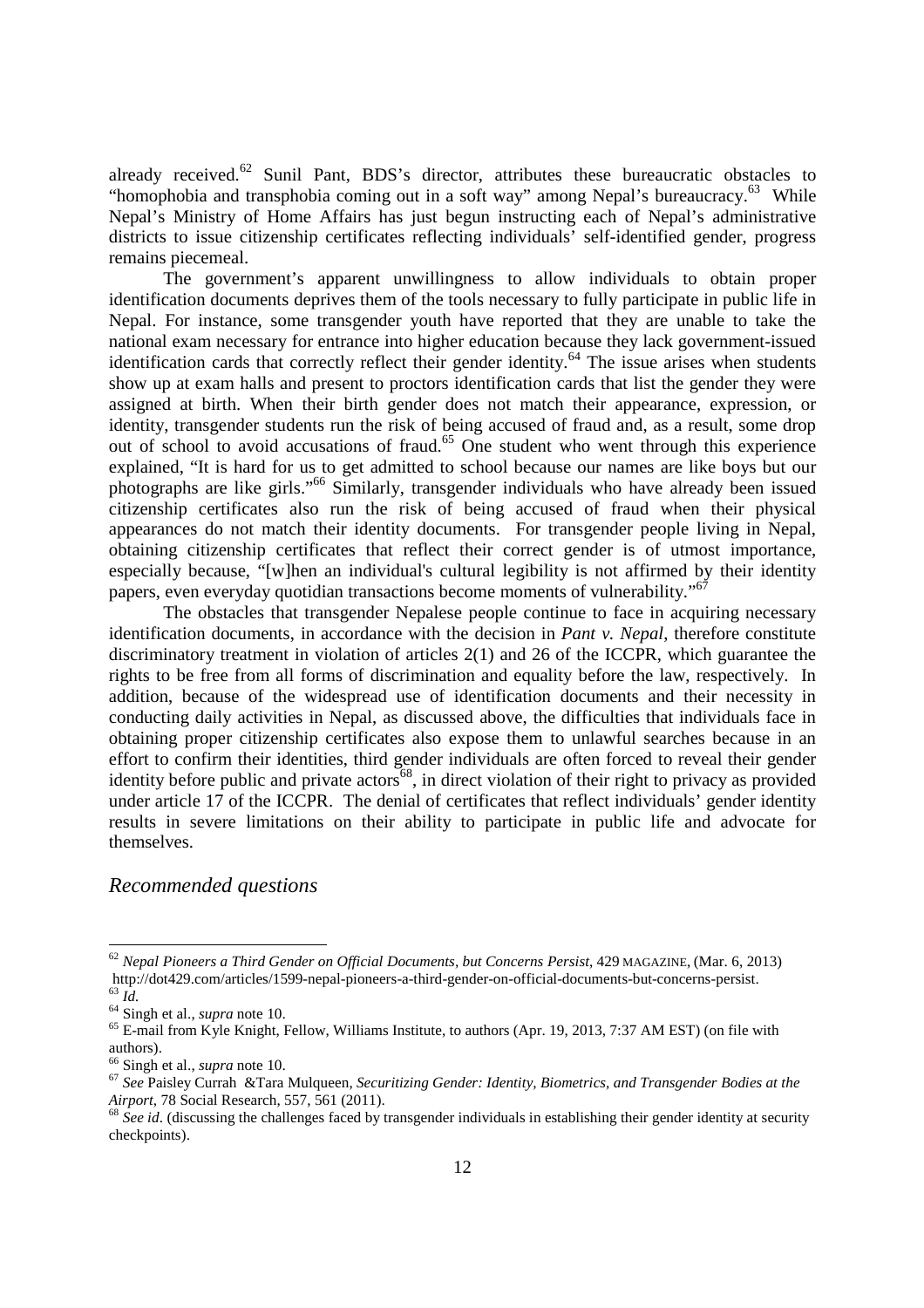already received.[62] Sunil Pant, BDS's director, attributes these bureaucratic obstacles to "homophobia and transphobia coming out in a soft way" among Nepal's bureaucracy.[63] While Nepal's Ministry of Home Affairs has just begun instructing each of Nepal's administrative districts to issue citizenship certificates reflecting individuals' self-identified gender, progress remains piecemeal.

The government's apparent unwillingness to allow individuals to obtain proper identification documents deprives them of the tools necessary to fully participate in public life in Nepal. For instance, some transgender youth have reported that they are unable to take the national exam necessary for entrance into higher education because they lack government-issued identification cards that correctly reflect their gender identity.[64] The issue arises when students show up at exam halls and present to proctors identification cards that list the gender they were assigned at birth. When their birth gender does not match their appearance, expression, or identity, transgender students run the risk of being accused of fraud and, as a result, some drop out of school to avoid accusations of fraud.[65] One student who went through this experience explained, "It is hard for us to get admitted to school because our names are like boys but our photographs are like girls."[66] Similarly, transgender individuals who have already been issued citizenship certificates also run the risk of being accused of fraud when their physical appearances do not match their identity documents. For transgender people living in Nepal, obtaining citizenship certificates that reflect their correct gender is of utmost importance, especially because, "[w]hen an individual's cultural legibility is not affirmed by their identity papers, even everyday quotidian transactions become moments of vulnerability."[67]

The obstacles that transgender Nepalese people continue to face in acquiring necessary identification documents, in accordance with the decision in *Pant v. Nepal*, therefore constitute discriminatory treatment in violation of articles 2(1) and 26 of the ICCPR, which guarantee the rights to be free from all forms of discrimination and equality before the law, respectively. In addition, because of the widespread use of identification documents and their necessity in conducting daily activities in Nepal, as discussed above, the difficulties that individuals face in obtaining proper citizenship certificates also expose them to unlawful searches because in an effort to confirm their identities, third gender individuals are often forced to reveal their gender identity before public and private actors[68], in direct violation of their right to privacy as provided under article 17 of the ICCPR. The denial of certificates that reflect individuals' gender identity results in severe limitations on their ability to participate in public life and advocate for themselves.

## *Recommended questions*

---

[62] *Nepal Pioneers a Third Gender on Official Documents, but Concerns Persist*, 429 MAGAZINE, (Mar. 6, 2013) http://dot429.com/articles/1599-nepal-pioneers-a-third-gender-on-official-documents-but-concerns-persist.

[63] *Id.*

[64] Singh et al., *supra* note 10.

[65] E-mail from Kyle Knight, Fellow, Williams Institute, to authors (Apr. 19, 2013, 7:37 AM EST) (on file with authors).

[66] Singh et al., *supra* note 10.

[67] *See* Paisley Currah &Tara Mulqueen, *Securitizing Gender: Identity, Biometrics, and Transgender Bodies at the Airport*, 78 Social Research, 557, 561 (2011).

[68] *See id*. (discussing the challenges faced by transgender individuals in establishing their gender identity at security checkpoints).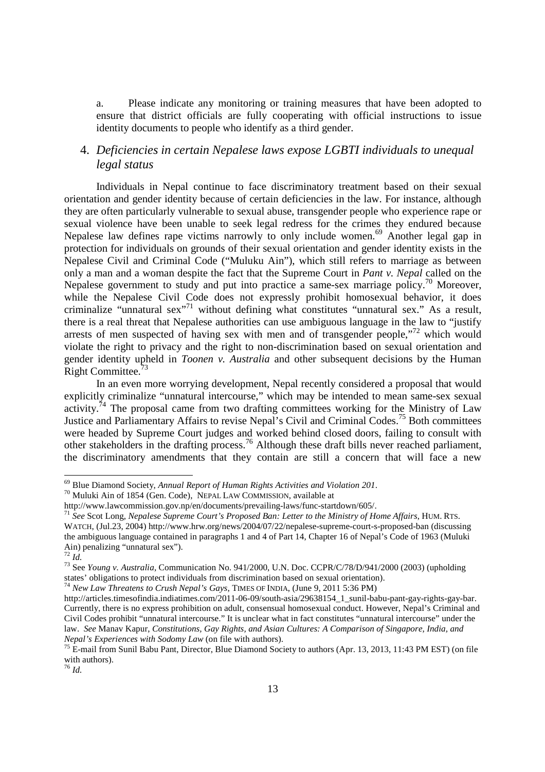a. Please indicate any monitoring or training measures that have been adopted to ensure that district officials are fully cooperating with official instructions to issue identity documents to people who identify as a third gender.

## 4. *Deficiencies in certain Nepalese laws expose LGBTI individuals to unequal legal status*

Individuals in Nepal continue to face discriminatory treatment based on their sexual orientation and gender identity because of certain deficiencies in the law. For instance, although they are often particularly vulnerable to sexual abuse, transgender people who experience rape or sexual violence have been unable to seek legal redress for the crimes they endured because Nepalese law defines rape victims narrowly to only include women.[69] Another legal gap in protection for individuals on grounds of their sexual orientation and gender identity exists in the Nepalese Civil and Criminal Code ("Muluku Ain"), which still refers to marriage as between only a man and a woman despite the fact that the Supreme Court in *Pant v. Nepal* called on the Nepalese government to study and put into practice a same-sex marriage policy.[70] Moreover, while the Nepalese Civil Code does not expressly prohibit homosexual behavior, it does criminalize "unnatural sex"[71] without defining what constitutes "unnatural sex." As a result, there is a real threat that Nepalese authorities can use ambiguous language in the law to "justify arrests of men suspected of having sex with men and of transgender people,"[72] which would violate the right to privacy and the right to non-discrimination based on sexual orientation and gender identity upheld in *Toonen v. Australia* and other subsequent decisions by the Human Right Committee.[73]

In an even more worrying development, Nepal recently considered a proposal that would explicitly criminalize "unnatural intercourse," which may be intended to mean same-sex sexual activity.[74] The proposal came from two drafting committees working for the Ministry of Law Justice and Parliamentary Affairs to revise Nepal's Civil and Criminal Codes.[75] Both committees were headed by Supreme Court judges and worked behind closed doors, failing to consult with other stakeholders in the drafting process.[76] Although these draft bills never reached parliament, the discriminatory amendments that they contain are still a concern that will face a new

---

[69] Blue Diamond Society, *Annual Report of Human Rights Activities and Violation 201*.

[70] Muluki Ain of 1854 (Gen. Code), NEPAL LAW COMMISSION, available at http://www.lawcommission.gov.np/en/documents/prevailing-laws/func-startdown/605/.

[71] *See* Scot Long, *Nepalese Supreme Court's Proposed Ban: Letter to the Ministry of Home Affairs*, HUM. RTS. WATCH, (Jul.23, 2004) http://www.hrw.org/news/2004/07/22/nepalese-supreme-court-s-proposed-ban (discussing the ambiguous language contained in paragraphs 1 and 4 of Part 14, Chapter 16 of Nepal's Code of 1963 (Muluki Ain) penalizing "unnatural sex").

[72] *Id.*

[73] See *Young v. Australia*, Communication No. 941/2000, U.N. Doc. CCPR/C/78/D/941/2000 (2003) (upholding states' obligations to protect individuals from discrimination based on sexual orientation).

[74] *New Law Threatens to Crush Nepal's Gays*, TIMES OF INDIA, (June 9, 2011 5:36 PM) http://articles.timesofindia.indiatimes.com/2011-06-09/south-asia/29638154_1_sunil-babu-pant-gay-rights-gay-bar. Currently, there is no express prohibition on adult, consensual homosexual conduct. However, Nepal's Criminal and Civil Codes prohibit "unnatural intercourse." It is unclear what in fact constitutes "unnatural intercourse" under the law. *See* Manav Kapur, *Constitutions, Gay Rights, and Asian Cultures: A Comparison of Singapore, India, and Nepal's Experiences with Sodomy Law* (on file with authors).

[75] E-mail from Sunil Babu Pant, Director, Blue Diamond Society to authors (Apr. 13, 2013, 11:43 PM EST) (on file with authors).

[76] *Id.*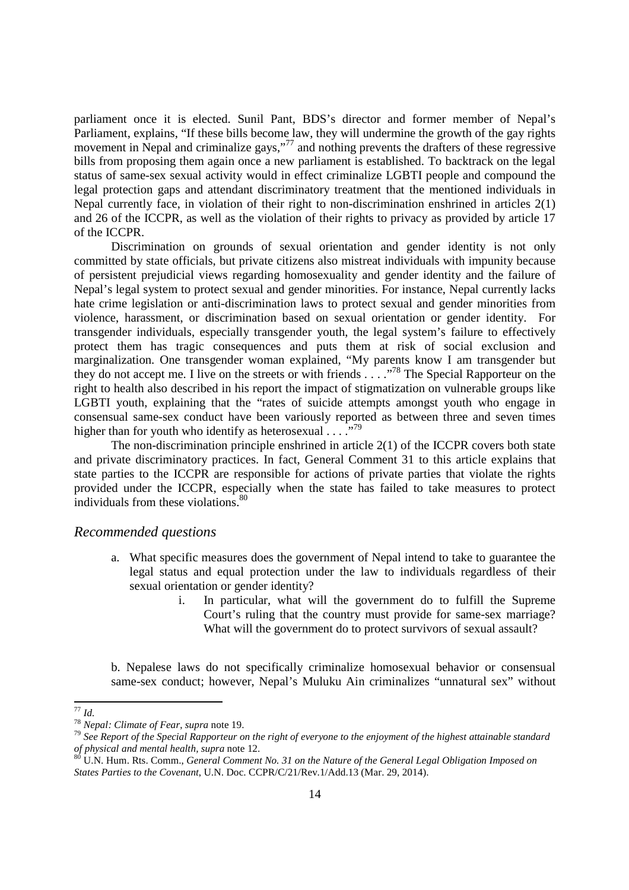parliament once it is elected. Sunil Pant, BDS's director and former member of Nepal's Parliament, explains, "If these bills become law, they will undermine the growth of the gay rights movement in Nepal and criminalize gays,"[77] and nothing prevents the drafters of these regressive bills from proposing them again once a new parliament is established. To backtrack on the legal status of same-sex sexual activity would in effect criminalize LGBTI people and compound the legal protection gaps and attendant discriminatory treatment that the mentioned individuals in Nepal currently face, in violation of their right to non-discrimination enshrined in articles 2(1) and 26 of the ICCPR, as well as the violation of their rights to privacy as provided by article 17 of the ICCPR.

Discrimination on grounds of sexual orientation and gender identity is not only committed by state officials, but private citizens also mistreat individuals with impunity because of persistent prejudicial views regarding homosexuality and gender identity and the failure of Nepal's legal system to protect sexual and gender minorities. For instance, Nepal currently lacks hate crime legislation or anti-discrimination laws to protect sexual and gender minorities from violence, harassment, or discrimination based on sexual orientation or gender identity. For transgender individuals, especially transgender youth, the legal system's failure to effectively protect them has tragic consequences and puts them at risk of social exclusion and marginalization. One transgender woman explained, "My parents know I am transgender but they do not accept me. I live on the streets or with friends . . . ."[78] The Special Rapporteur on the right to health also described in his report the impact of stigmatization on vulnerable groups like LGBTI youth, explaining that the "rates of suicide attempts amongst youth who engage in consensual same-sex conduct have been variously reported as between three and seven times higher than for youth who identify as heterosexual . . . ."[79]

The non-discrimination principle enshrined in article 2(1) of the ICCPR covers both state and private discriminatory practices. In fact, General Comment 31 to this article explains that state parties to the ICCPR are responsible for actions of private parties that violate the rights provided under the ICCPR, especially when the state has failed to take measures to protect individuals from these violations.[80]

### *Recommended questions*

a. What specific measures does the government of Nepal intend to take to guarantee the legal status and equal protection under the law to individuals regardless of their sexual orientation or gender identity?
   i. In particular, what will the government do to fulfill the Supreme Court's ruling that the country must provide for same-sex marriage? What will the government do to protect survivors of sexual assault?

b. Nepalese laws do not specifically criminalize homosexual behavior or consensual same-sex conduct; however, Nepal's Muluku Ain criminalizes "unnatural sex" without

---

[77] *Id.*

[78] *Nepal: Climate of Fear*, *supra* note 19.

[79] *See Report of the Special Rapporteur on the right of everyone to the enjoyment of the highest attainable standard of physical and mental health, supra* note 12.

[80] U.N. Hum. Rts. Comm., *General Comment No. 31 on the Nature of the General Legal Obligation Imposed on States Parties to the Covenant,* U.N. Doc. CCPR/C/21/Rev.1/Add.13 (Mar. 29, 2014).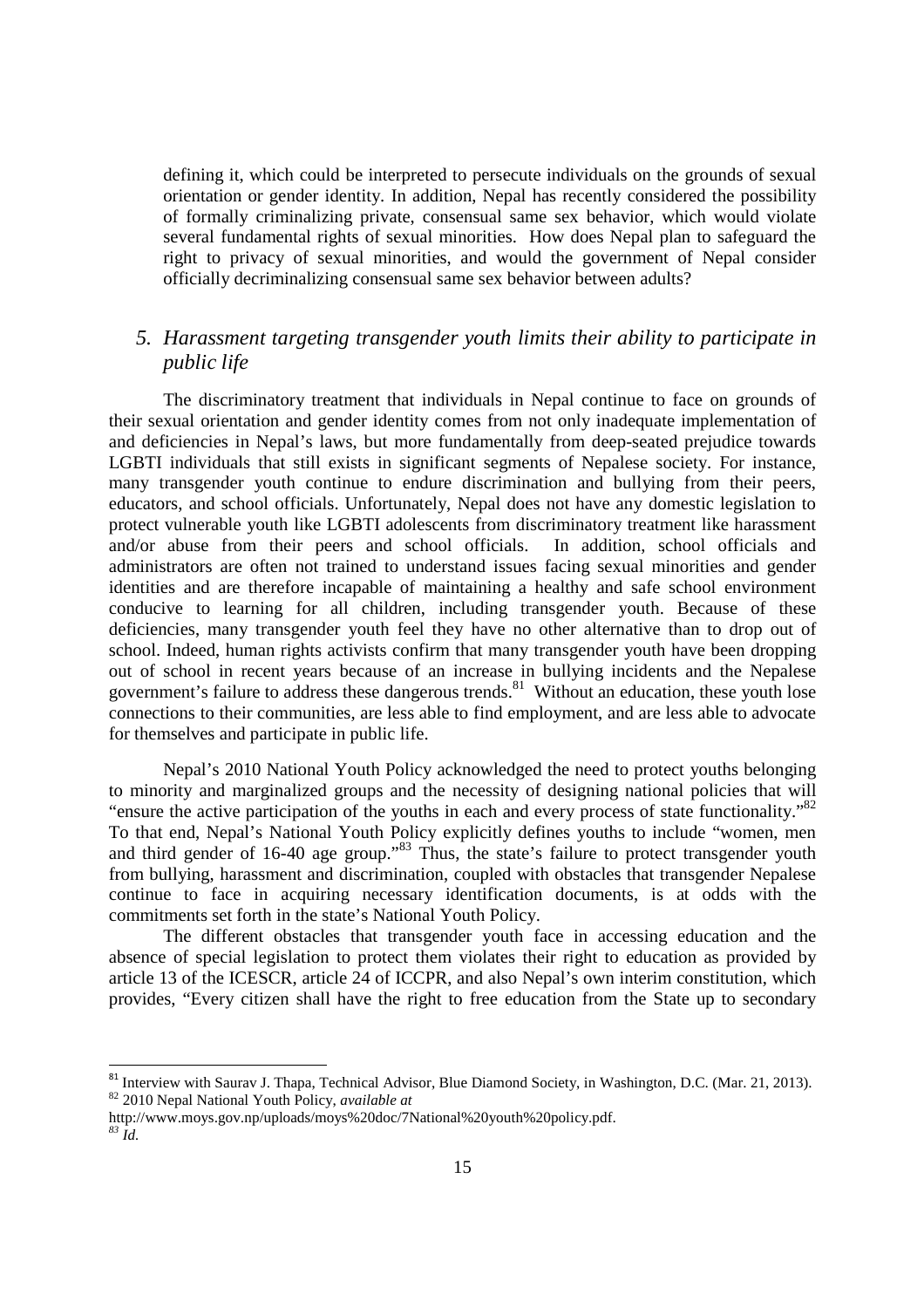defining it, which could be interpreted to persecute individuals on the grounds of sexual orientation or gender identity. In addition, Nepal has recently considered the possibility of formally criminalizing private, consensual same sex behavior, which would violate several fundamental rights of sexual minorities. How does Nepal plan to safeguard the right to privacy of sexual minorities, and would the government of Nepal consider officially decriminalizing consensual same sex behavior between adults?

### *5. Harassment targeting transgender youth limits their ability to participate in public life*

The discriminatory treatment that individuals in Nepal continue to face on grounds of their sexual orientation and gender identity comes from not only inadequate implementation of and deficiencies in Nepal's laws, but more fundamentally from deep-seated prejudice towards LGBTI individuals that still exists in significant segments of Nepalese society. For instance, many transgender youth continue to endure discrimination and bullying from their peers, educators, and school officials. Unfortunately, Nepal does not have any domestic legislation to protect vulnerable youth like LGBTI adolescents from discriminatory treatment like harassment and/or abuse from their peers and school officials. In addition, school officials and administrators are often not trained to understand issues facing sexual minorities and gender identities and are therefore incapable of maintaining a healthy and safe school environment conducive to learning for all children, including transgender youth. Because of these deficiencies, many transgender youth feel they have no other alternative than to drop out of school. Indeed, human rights activists confirm that many transgender youth have been dropping out of school in recent years because of an increase in bullying incidents and the Nepalese government's failure to address these dangerous trends.[81] Without an education, these youth lose connections to their communities, are less able to find employment, and are less able to advocate for themselves and participate in public life.

Nepal's 2010 National Youth Policy acknowledged the need to protect youths belonging to minority and marginalized groups and the necessity of designing national policies that will "ensure the active participation of the youths in each and every process of state functionality."[82] To that end, Nepal's National Youth Policy explicitly defines youths to include "women, men and third gender of 16-40 age group."[83] Thus, the state's failure to protect transgender youth from bullying, harassment and discrimination, coupled with obstacles that transgender Nepalese continue to face in acquiring necessary identification documents, is at odds with the commitments set forth in the state's National Youth Policy.

The different obstacles that transgender youth face in accessing education and the absence of special legislation to protect them violates their right to education as provided by article 13 of the ICESCR, article 24 of ICCPR, and also Nepal's own interim constitution, which provides, "Every citizen shall have the right to free education from the State up to secondary

---

[81] Interview with Saurav J. Thapa, Technical Advisor, Blue Diamond Society, in Washington, D.C. (Mar. 21, 2013).

[82] 2010 Nepal National Youth Policy, *available at* http://www.moys.gov.np/uploads/moys%20doc/7National%20youth%20policy.pdf.

[83] *Id.*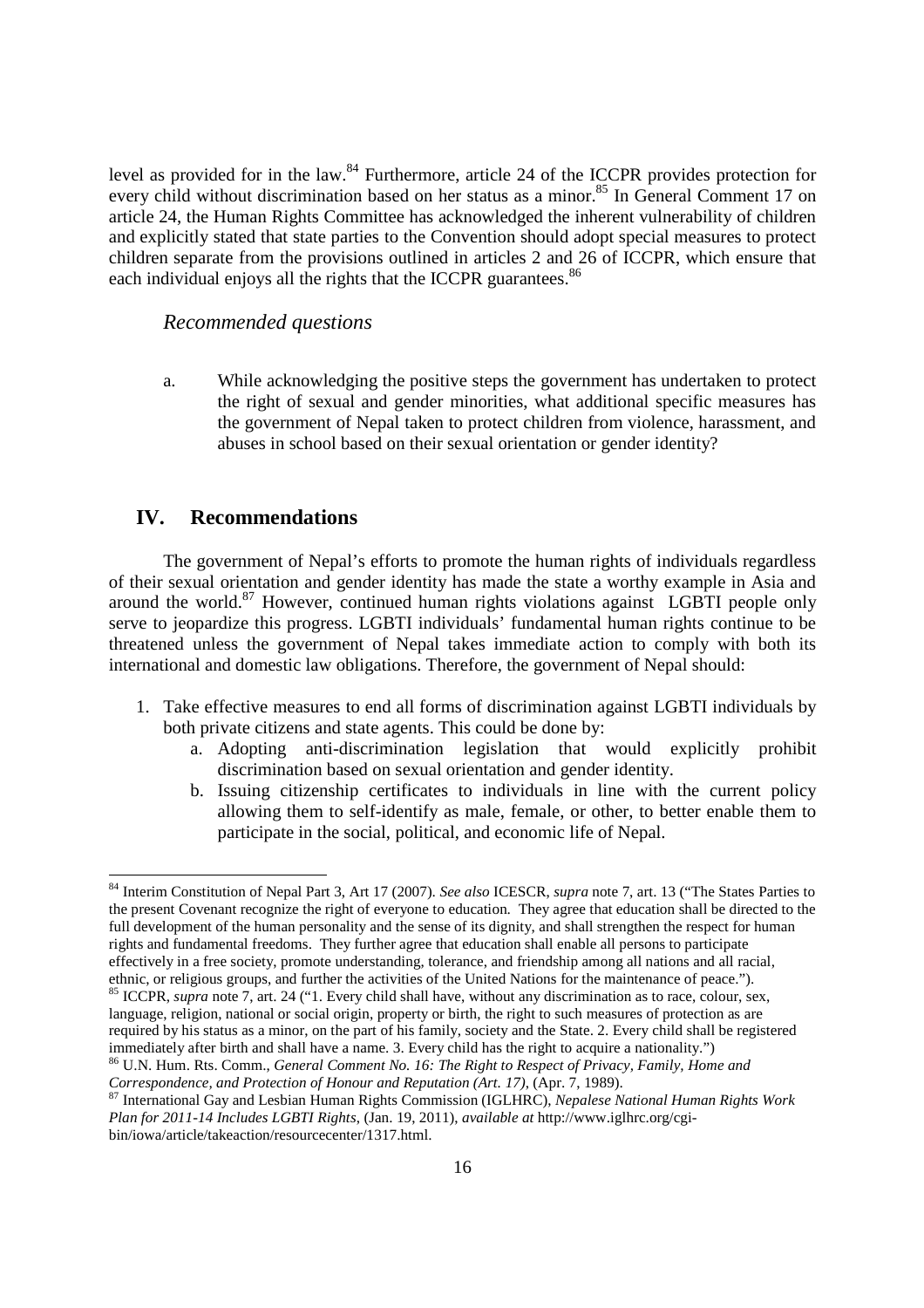level as provided for in the law.[84] Furthermore, article 24 of the ICCPR provides protection for every child without discrimination based on her status as a minor.[85] In General Comment 17 on article 24, the Human Rights Committee has acknowledged the inherent vulnerability of children and explicitly stated that state parties to the Convention should adopt special measures to protect children separate from the provisions outlined in articles 2 and 26 of ICCPR, which ensure that each individual enjoys all the rights that the ICCPR guarantees.[86]

### *Recommended questions*

a. While acknowledging the positive steps the government has undertaken to protect the right of sexual and gender minorities, what additional specific measures has the government of Nepal taken to protect children from violence, harassment, and abuses in school based on their sexual orientation or gender identity?

## IV. Recommendations

The government of Nepal's efforts to promote the human rights of individuals regardless of their sexual orientation and gender identity has made the state a worthy example in Asia and around the world.[87] However, continued human rights violations against LGBTI people only serve to jeopardize this progress. LGBTI individuals' fundamental human rights continue to be threatened unless the government of Nepal takes immediate action to comply with both its international and domestic law obligations. Therefore, the government of Nepal should:

1. Take effective measures to end all forms of discrimination against LGBTI individuals by both private citizens and state agents. This could be done by:
   a. Adopting anti-discrimination legislation that would explicitly prohibit discrimination based on sexual orientation and gender identity.
   b. Issuing citizenship certificates to individuals in line with the current policy allowing them to self-identify as male, female, or other, to better enable them to participate in the social, political, and economic life of Nepal.

---

[84] Interim Constitution of Nepal Part 3, Art 17 (2007). *See also* ICESCR, *supra* note 7, art. 13 ("The States Parties to the present Covenant recognize the right of everyone to education. They agree that education shall be directed to the full development of the human personality and the sense of its dignity, and shall strengthen the respect for human rights and fundamental freedoms. They further agree that education shall enable all persons to participate effectively in a free society, promote understanding, tolerance, and friendship among all nations and all racial, ethnic, or religious groups, and further the activities of the United Nations for the maintenance of peace.").

[85] ICCPR, *supra* note 7, art. 24 ("1. Every child shall have, without any discrimination as to race, colour, sex, language, religion, national or social origin, property or birth, the right to such measures of protection as are required by his status as a minor, on the part of his family, society and the State. 2. Every child shall be registered immediately after birth and shall have a name. 3. Every child has the right to acquire a nationality.")

[86] U.N. Hum. Rts. Comm., *General Comment No. 16: The Right to Respect of Privacy, Family, Home and Correspondence, and Protection of Honour and Reputation (Art. 17)*, (Apr. 7, 1989).

[87] International Gay and Lesbian Human Rights Commission (IGLHRC), *Nepalese National Human Rights Work Plan for 2011-14 Includes LGBTI Rights*, (Jan. 19, 2011), *available at* http://www.iglhrc.org/cgi-bin/iowa/article/takeaction/resourcecenter/1317.html.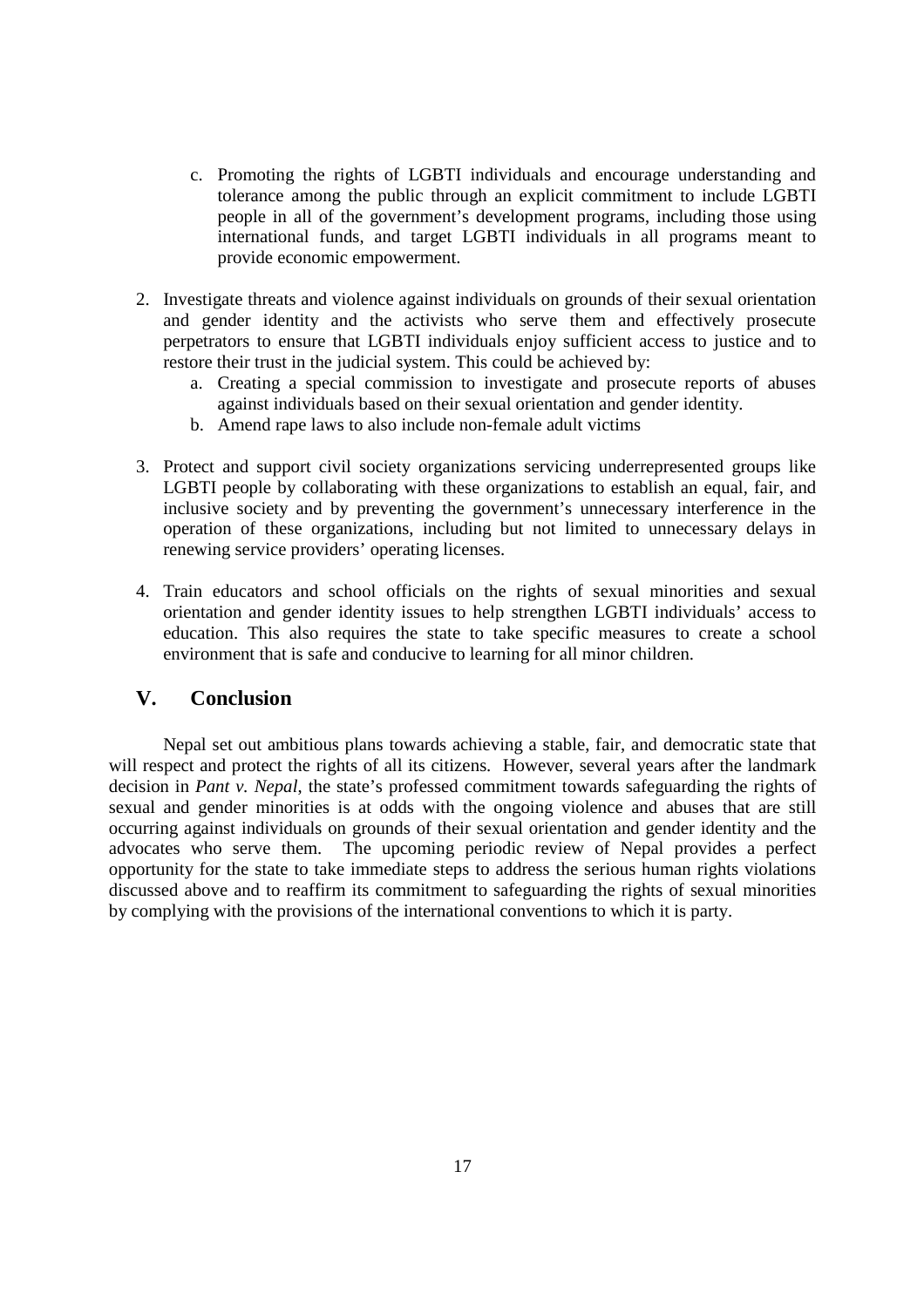c. Promoting the rights of LGBTI individuals and encourage understanding and tolerance among the public through an explicit commitment to include LGBTI people in all of the government's development programs, including those using international funds, and target LGBTI individuals in all programs meant to provide economic empowerment.

2. Investigate threats and violence against individuals on grounds of their sexual orientation and gender identity and the activists who serve them and effectively prosecute perpetrators to ensure that LGBTI individuals enjoy sufficient access to justice and to restore their trust in the judicial system. This could be achieved by:
   a. Creating a special commission to investigate and prosecute reports of abuses against individuals based on their sexual orientation and gender identity.
   b. Amend rape laws to also include non-female adult victims

3. Protect and support civil society organizations servicing underrepresented groups like LGBTI people by collaborating with these organizations to establish an equal, fair, and inclusive society and by preventing the government's unnecessary interference in the operation of these organizations, including but not limited to unnecessary delays in renewing service providers' operating licenses.

4. Train educators and school officials on the rights of sexual minorities and sexual orientation and gender identity issues to help strengthen LGBTI individuals' access to education. This also requires the state to take specific measures to create a school environment that is safe and conducive to learning for all minor children.

## V. Conclusion

Nepal set out ambitious plans towards achieving a stable, fair, and democratic state that will respect and protect the rights of all its citizens. However, several years after the landmark decision in *Pant v. Nepal*, the state's professed commitment towards safeguarding the rights of sexual and gender minorities is at odds with the ongoing violence and abuses that are still occurring against individuals on grounds of their sexual orientation and gender identity and the advocates who serve them. The upcoming periodic review of Nepal provides a perfect opportunity for the state to take immediate steps to address the serious human rights violations discussed above and to reaffirm its commitment to safeguarding the rights of sexual minorities by complying with the provisions of the international conventions to which it is party.